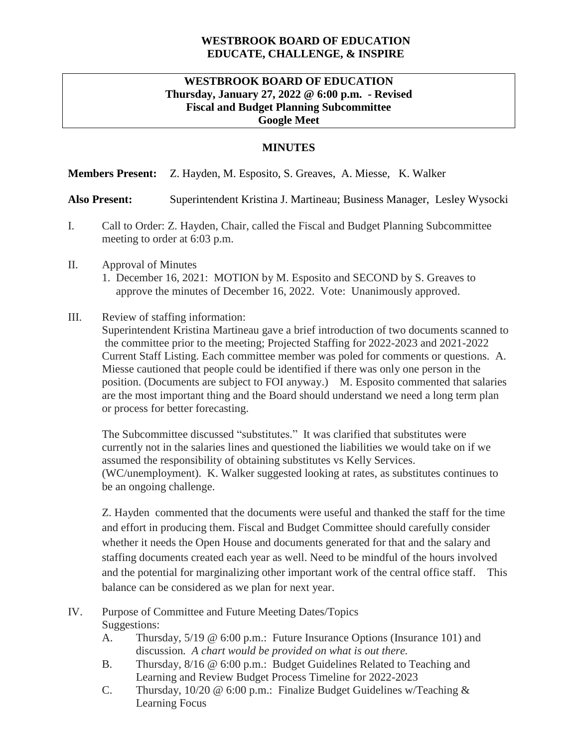**WESTBROOK BOARD OF EDUCATION**
**EDUCATE, CHALLENGE, & INSPIRE**

**WESTBROOK BOARD OF EDUCATION**
**Thursday, January 27, 2022 @ 6:00 p.m. - Revised**
**Fiscal and Budget Planning Subcommittee**
**Google Meet**

## MINUTES

**Members Present:** Z. Hayden, M. Esposito, S. Greaves, A. Miesse, K. Walker

**Also Present:** Superintendent Kristina J. Martineau; Business Manager, Lesley Wysocki

I. Call to Order: Z. Hayden, Chair, called the Fiscal and Budget Planning Subcommittee meeting to order at 6:03 p.m.

II. Approval of Minutes
   1. December 16, 2021: MOTION by M. Esposito and SECOND by S. Greaves to approve the minutes of December 16, 2022. Vote: Unanimously approved.

III. Review of staffing information:
Superintendent Kristina Martineau gave a brief introduction of two documents scanned to the committee prior to the meeting; Projected Staffing for 2022-2023 and 2021-2022 Current Staff Listing. Each committee member was poled for comments or questions. A. Miesse cautioned that people could be identified if there was only one person in the position. (Documents are subject to FOI anyway.) M. Esposito commented that salaries are the most important thing and the Board should understand we need a long term plan or process for better forecasting.

The Subcommittee discussed "substitutes." It was clarified that substitutes were currently not in the salaries lines and questioned the liabilities we would take on if we assumed the responsibility of obtaining substitutes vs Kelly Services. (WC/unemployment). K. Walker suggested looking at rates, as substitutes continues to be an ongoing challenge.

Z. Hayden commented that the documents were useful and thanked the staff for the time and effort in producing them. Fiscal and Budget Committee should carefully consider whether it needs the Open House and documents generated for that and the salary and staffing documents created each year as well. Need to be mindful of the hours involved and the potential for marginalizing other important work of the central office staff. This balance can be considered as we plan for next year.

IV. Purpose of Committee and Future Meeting Dates/Topics
Suggestions:
   A. Thursday, 5/19 @ 6:00 p.m.: Future Insurance Options (Insurance 101) and discussion. *A chart would be provided on what is out there.*
   B. Thursday, 8/16 @ 6:00 p.m.: Budget Guidelines Related to Teaching and Learning and Review Budget Process Timeline for 2022-2023
   C. Thursday, 10/20 @ 6:00 p.m.: Finalize Budget Guidelines w/Teaching & Learning Focus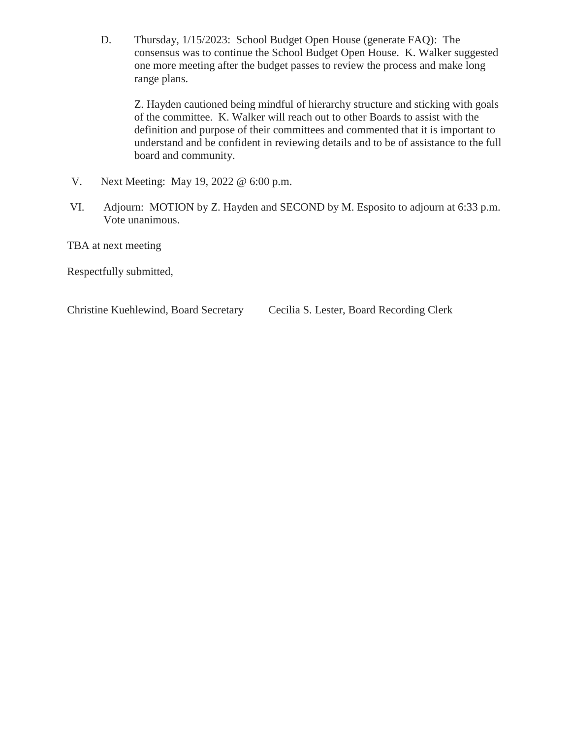D. Thursday, 1/15/2023: School Budget Open House (generate FAQ): The consensus was to continue the School Budget Open House. K. Walker suggested one more meeting after the budget passes to review the process and make long range plans.

   Z. Hayden cautioned being mindful of hierarchy structure and sticking with goals of the committee. K. Walker will reach out to other Boards to assist with the definition and purpose of their committees and commented that it is important to understand and be confident in reviewing details and to be of assistance to the full board and community.

V. Next Meeting: May 19, 2022 @ 6:00 p.m.

VI. Adjourn: MOTION by Z. Hayden and SECOND by M. Esposito to adjourn at 6:33 p.m. Vote unanimous.

TBA at next meeting

Respectfully submitted,

Christine Kuehlewind, Board Secretary    Cecilia S. Lester, Board Recording Clerk